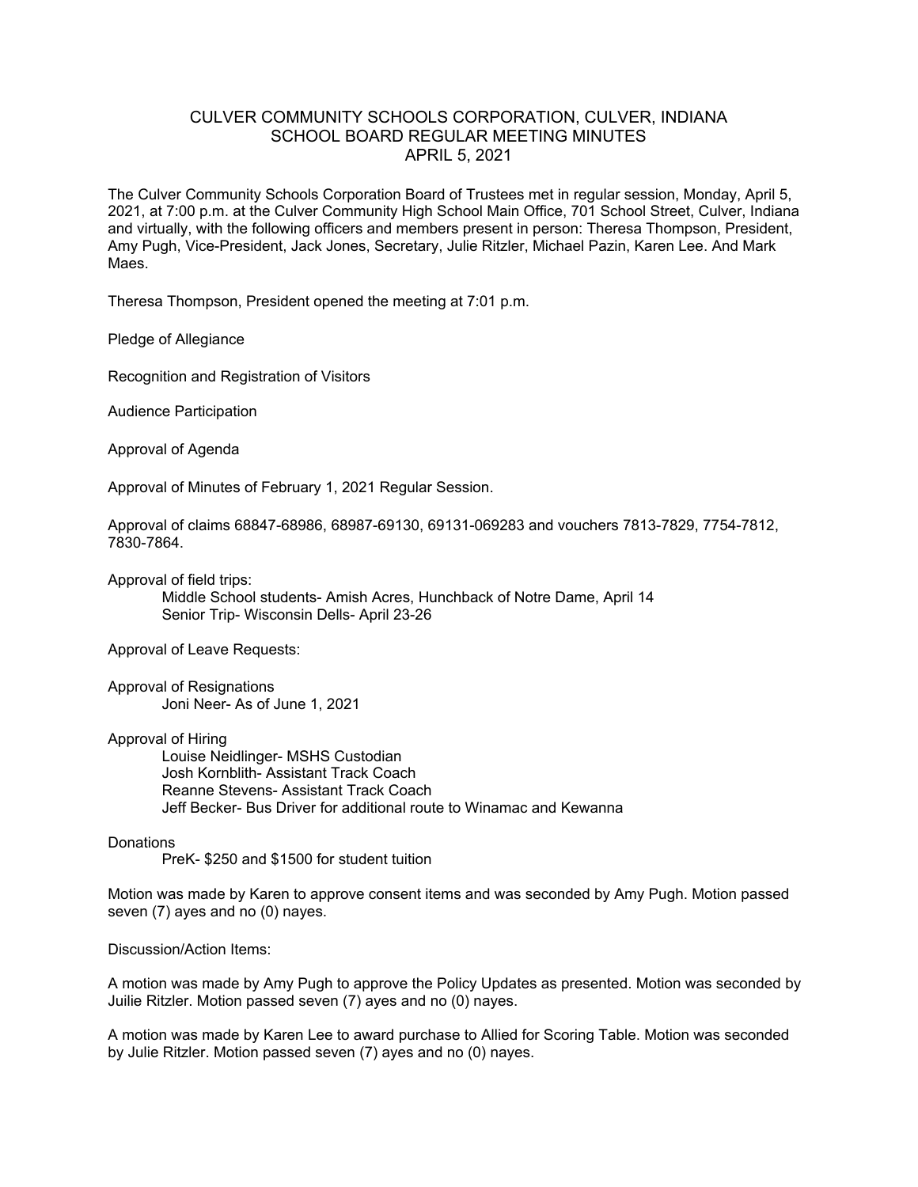# CULVER COMMUNITY SCHOOLS CORPORATION, CULVER, INDIANA
## SCHOOL BOARD REGULAR MEETING MINUTES
## APRIL 5, 2021

The Culver Community Schools Corporation Board of Trustees met in regular session, Monday, April 5, 2021, at 7:00 p.m. at the Culver Community High School Main Office, 701 School Street, Culver, Indiana and virtually, with the following officers and members present in person: Theresa Thompson, President, Amy Pugh, Vice-President, Jack Jones, Secretary, Julie Ritzler, Michael Pazin, Karen Lee. And Mark Maes.

Theresa Thompson, President opened the meeting at 7:01 p.m.

Pledge of Allegiance

Recognition and Registration of Visitors

Audience Participation

Approval of Agenda

Approval of Minutes of February 1, 2021 Regular Session.

Approval of claims 68847-68986, 68987-69130, 69131-069283 and vouchers 7813-7829, 7754-7812, 7830-7864.

Approval of field trips:

- Middle School students- Amish Acres, Hunchback of Notre Dame, April 14
- Senior Trip- Wisconsin Dells- April 23-26

Approval of Leave Requests:

Approval of Resignations

- Joni Neer- As of June 1, 2021

Approval of Hiring

- Louise Neidlinger- MSHS Custodian
- Josh Kornblith- Assistant Track Coach
- Reanne Stevens- Assistant Track Coach
- Jeff Becker- Bus Driver for additional route to Winamac and Kewanna

Donations

- PreK- $250 and $1500 for student tuition

Motion was made by Karen to approve consent items and was seconded by Amy Pugh. Motion passed seven (7) ayes and no (0) nayes.

Discussion/Action Items:

A motion was made by Amy Pugh to approve the Policy Updates as presented. Motion was seconded by Juilie Ritzler. Motion passed seven (7) ayes and no (0) nayes.

A motion was made by Karen Lee to award purchase to Allied for Scoring Table. Motion was seconded by Julie Ritzler. Motion passed seven (7) ayes and no (0) nayes.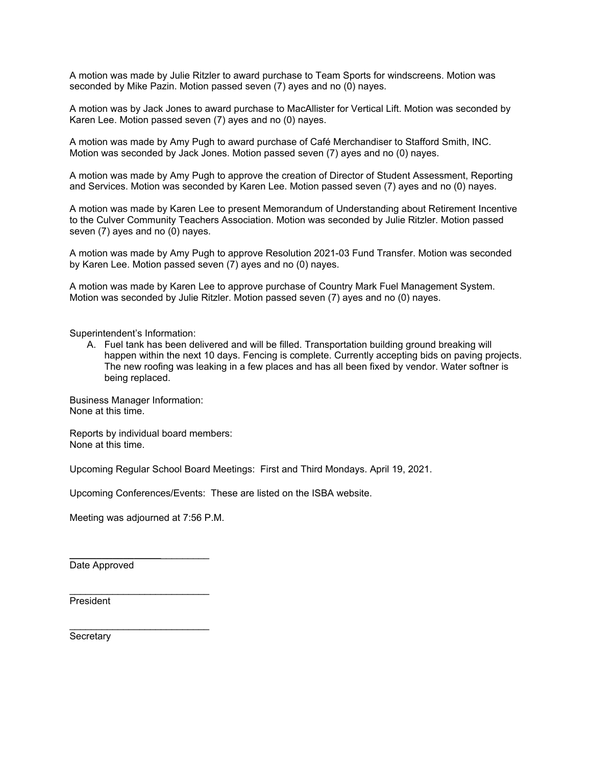A motion was made by Julie Ritzler to award purchase to Team Sports for windscreens. Motion was seconded by Mike Pazin. Motion passed seven (7) ayes and no (0) nayes.

A motion was by Jack Jones to award purchase to MacAllister for Vertical Lift. Motion was seconded by Karen Lee. Motion passed seven (7) ayes and no (0) nayes.

A motion was made by Amy Pugh to award purchase of Café Merchandiser to Stafford Smith, INC. Motion was seconded by Jack Jones. Motion passed seven (7) ayes and no (0) nayes.

A motion was made by Amy Pugh to approve the creation of Director of Student Assessment, Reporting and Services. Motion was seconded by Karen Lee. Motion passed seven (7) ayes and no (0) nayes.

A motion was made by Karen Lee to present Memorandum of Understanding about Retirement Incentive to the Culver Community Teachers Association. Motion was seconded by Julie Ritzler. Motion passed seven (7) ayes and no (0) nayes.

A motion was made by Amy Pugh to approve Resolution 2021-03 Fund Transfer. Motion was seconded by Karen Lee. Motion passed seven (7) ayes and no (0) nayes.

A motion was made by Karen Lee to approve purchase of Country Mark Fuel Management System. Motion was seconded by Julie Ritzler. Motion passed seven (7) ayes and no (0) nayes.

Superintendent's Information:

A. Fuel tank has been delivered and will be filled. Transportation building ground breaking will happen within the next 10 days. Fencing is complete. Currently accepting bids on paving projects. The new roofing was leaking in a few places and has all been fixed by vendor. Water softner is being replaced.

Business Manager Information:
None at this time.

Reports by individual board members:
None at this time.

Upcoming Regular School Board Meetings: First and Third Mondays. April 19, 2021.

Upcoming Conferences/Events: These are listed on the ISBA website.

Meeting was adjourned at 7:56 P.M.

___________________________
Date Approved

___________________________
President

___________________________
Secretary